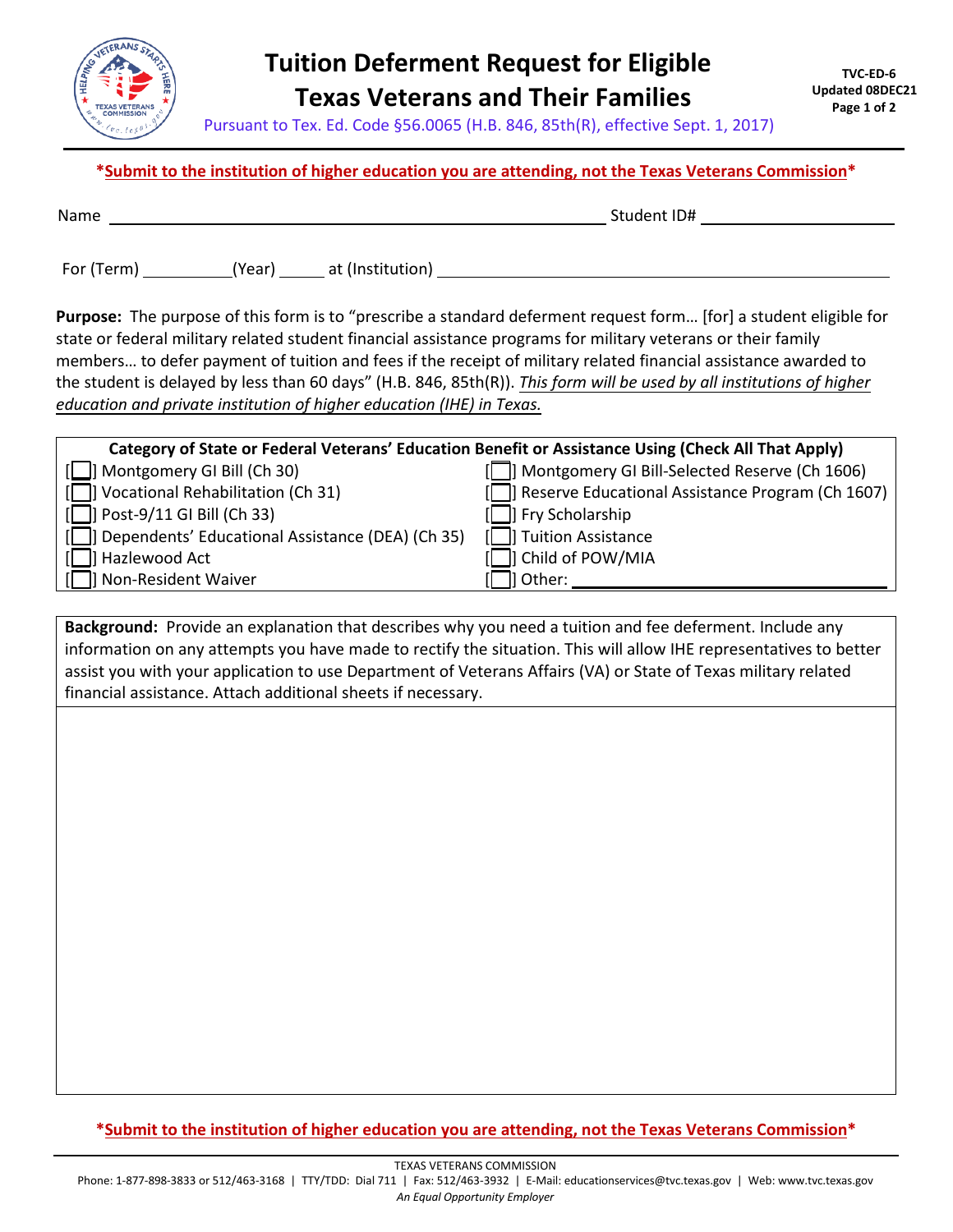# Tuition Deferment Request for Eligible Texas Veterans and Their Families

TVC-ED-6
Updated 08DEC21

Pursuant to Tex. Ed. Code §56.0065 (H.B. 846, 85th(R), effective Sept. 1, 2017)

***Submit to the institution of higher education you are attending, not the Texas Veterans Commission***

Name ______________________________ Student ID# ______________

For (Term) __________ (Year) _____ at (Institution) ______________________________

**Purpose:** The purpose of this form is to "prescribe a standard deferment request form… [for] a student eligible for state or federal military related student financial assistance programs for military veterans or their family members… to defer payment of tuition and fees if the receipt of military related financial assistance awarded to the student is delayed by less than 60 days" (H.B. 846, 85th(R)). *This form will be used by all institutions of higher education and private institution of higher education (IHE) in Texas.*

| **Category of State or Federal Veterans' Education Benefit or Assistance Using (Check All That Apply)** | |
|---|---|
| [ ] Montgomery GI Bill (Ch 30) | [ ] Montgomery GI Bill-Selected Reserve (Ch 1606) |
| [ ] Vocational Rehabilitation (Ch 31) | [ ] Reserve Educational Assistance Program (Ch 1607) |
| [ ] Post-9/11 GI Bill (Ch 33) | [ ] Fry Scholarship |
| [ ] Dependents' Educational Assistance (DEA) (Ch 35) | [ ] Tuition Assistance |
| [ ] Hazlewood Act | [ ] Child of POW/MIA |
| [ ] Non-Resident Waiver | [ ] Other: ______________________ |

**Background:** Provide an explanation that describes why you need a tuition and fee deferment. Include any information on any attempts you have made to rectify the situation. This will allow IHE representatives to better assist you with your application to use Department of Veterans Affairs (VA) or State of Texas military related financial assistance. Attach additional sheets if necessary.

***Submit to the institution of higher education you are attending, not the Texas Veterans Commission***

TEXAS VETERANS COMMISSION
Phone: 1-877-898-3833 or 512/463-3168 | TTY/TDD: Dial 711 | Fax: 512/463-3932 | E-Mail: educationservices@tvc.texas.gov | Web: www.tvc.texas.gov
*An Equal Opportunity Employer*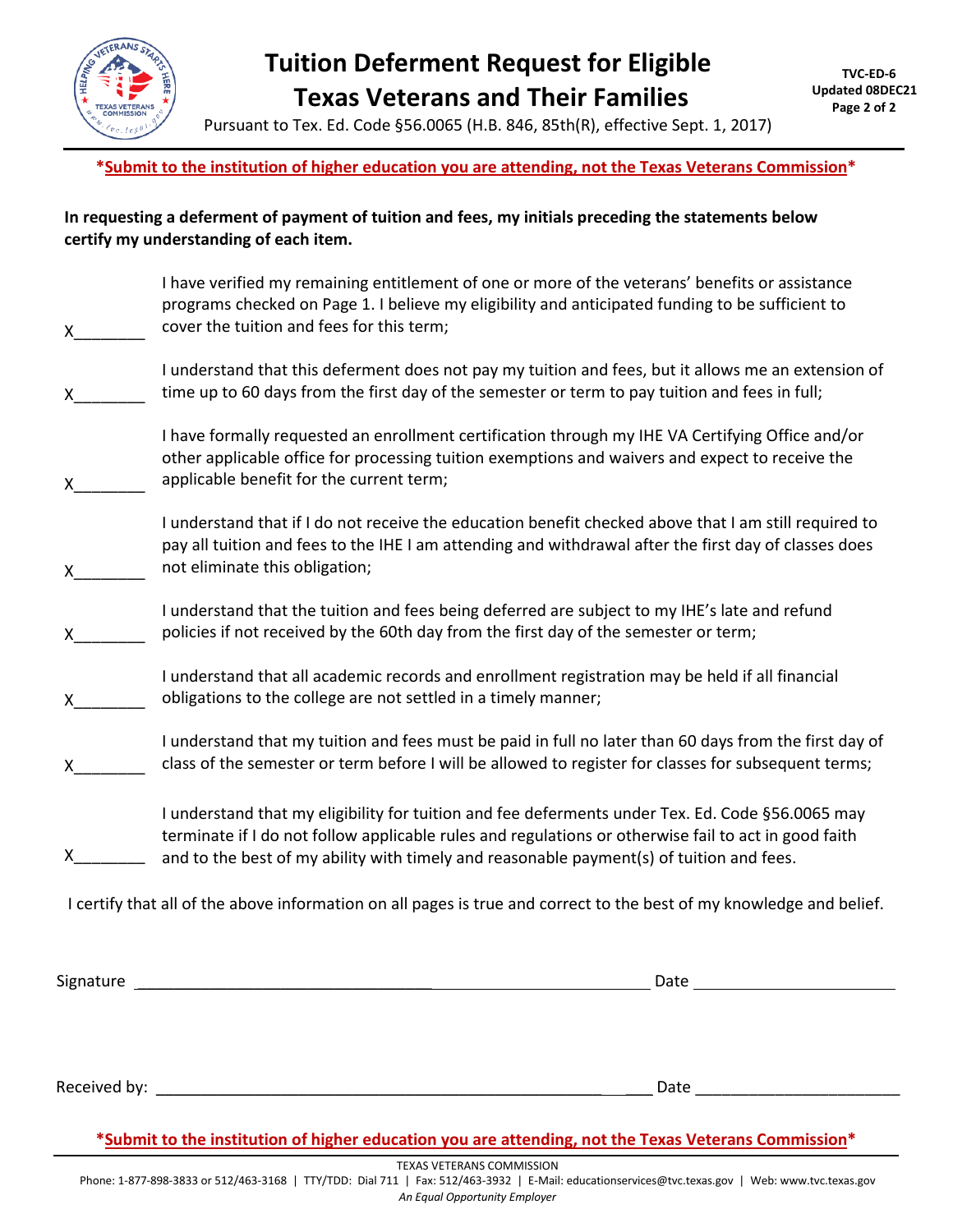# Tuition Deferment Request for Eligible Texas Veterans and Their Families

TVC-ED-6
Updated 08DEC21

Pursuant to Tex. Ed. Code §56.0065 (H.B. 846, 85th(R), effective Sept. 1, 2017)

***Submit to the institution of higher education you are attending, not the Texas Veterans Commission***

**In requesting a deferment of payment of tuition and fees, my initials preceding the statements below certify my understanding of each item.**

X________ I have verified my remaining entitlement of one or more of the veterans' benefits or assistance programs checked on Page 1. I believe my eligibility and anticipated funding to be sufficient to cover the tuition and fees for this term;

X________ I understand that this deferment does not pay my tuition and fees, but it allows me an extension of time up to 60 days from the first day of the semester or term to pay tuition and fees in full;

X________ I have formally requested an enrollment certification through my IHE VA Certifying Office and/or other applicable office for processing tuition exemptions and waivers and expect to receive the applicable benefit for the current term;

X________ I understand that if I do not receive the education benefit checked above that I am still required to pay all tuition and fees to the IHE I am attending and withdrawal after the first day of classes does not eliminate this obligation;

X________ I understand that the tuition and fees being deferred are subject to my IHE's late and refund policies if not received by the 60th day from the first day of the semester or term;

X________ I understand that all academic records and enrollment registration may be held if all financial obligations to the college are not settled in a timely manner;

X________ I understand that my tuition and fees must be paid in full no later than 60 days from the first day of class of the semester or term before I will be allowed to register for classes for subsequent terms;

X________ I understand that my eligibility for tuition and fee deferments under Tex. Ed. Code §56.0065 may terminate if I do not follow applicable rules and regulations or otherwise fail to act in good faith and to the best of my ability with timely and reasonable payment(s) of tuition and fees.

I certify that all of the above information on all pages is true and correct to the best of my knowledge and belief.

Signature ____________________________________________ Date ____________________

Received by: ____________________________________________ Date ____________________

***Submit to the institution of higher education you are attending, not the Texas Veterans Commission***

TEXAS VETERANS COMMISSION
Phone: 1-877-898-3833 or 512/463-3168 | TTY/TDD: Dial 711 | Fax: 512/463-3932 | E-Mail: educationservices@tvc.texas.gov | Web: www.tvc.texas.gov
*An Equal Opportunity Employer*